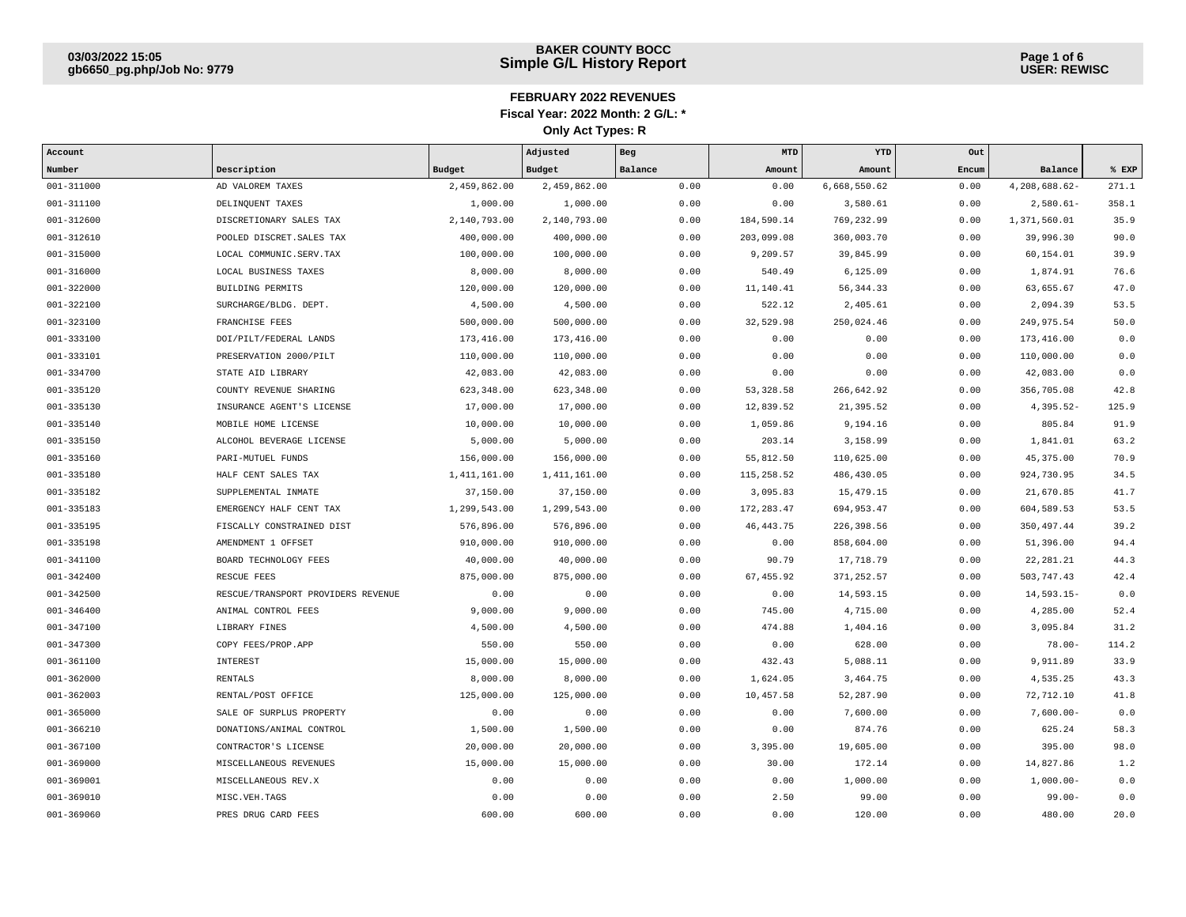# BAKER COUNTY BOCC
## Simple G/L History Report

03/03/2022 15:05
gb6650_pg.php/Job No: 9779

USER: REWISC

**FEBRUARY 2022 REVENUES**

**Fiscal Year: 2022 Month: 2 G/L: ***

**Only Act Types: R**

| Account Number | Description | Budget | Adjusted Budget | Beg Balance | MTD Amount | YTD Amount | Out Encum | Balance | % EXP |
|---|---|---|---|---|---|---|---|---|---|
| 001-311000 | AD VALOREM TAXES | 2,459,862.00 | 2,459,862.00 | 0.00 | 0.00 | 6,668,550.62 | 0.00 | 4,208,688.62- | 271.1 |
| 001-311100 | DELINQUENT TAXES | 1,000.00 | 1,000.00 | 0.00 | 0.00 | 3,580.61 | 0.00 | 2,580.61- | 358.1 |
| 001-312600 | DISCRETIONARY SALES TAX | 2,140,793.00 | 2,140,793.00 | 0.00 | 184,590.14 | 769,232.99 | 0.00 | 1,371,560.01 | 35.9 |
| 001-312610 | POOLED DISCRET.SALES TAX | 400,000.00 | 400,000.00 | 0.00 | 203,099.08 | 360,003.70 | 0.00 | 39,996.30 | 90.0 |
| 001-315000 | LOCAL COMMUNIC.SERV.TAX | 100,000.00 | 100,000.00 | 0.00 | 9,209.57 | 39,845.99 | 0.00 | 60,154.01 | 39.9 |
| 001-316000 | LOCAL BUSINESS TAXES | 8,000.00 | 8,000.00 | 0.00 | 540.49 | 6,125.09 | 0.00 | 1,874.91 | 76.6 |
| 001-322000 | BUILDING PERMITS | 120,000.00 | 120,000.00 | 0.00 | 11,140.41 | 56,344.33 | 0.00 | 63,655.67 | 47.0 |
| 001-322100 | SURCHARGE/BLDG. DEPT. | 4,500.00 | 4,500.00 | 0.00 | 522.12 | 2,405.61 | 0.00 | 2,094.39 | 53.5 |
| 001-323100 | FRANCHISE FEES | 500,000.00 | 500,000.00 | 0.00 | 32,529.98 | 250,024.46 | 0.00 | 249,975.54 | 50.0 |
| 001-333100 | DOI/PILT/FEDERAL LANDS | 173,416.00 | 173,416.00 | 0.00 | 0.00 | 0.00 | 0.00 | 173,416.00 | 0.0 |
| 001-333101 | PRESERVATION 2000/PILT | 110,000.00 | 110,000.00 | 0.00 | 0.00 | 0.00 | 0.00 | 110,000.00 | 0.0 |
| 001-334700 | STATE AID LIBRARY | 42,083.00 | 42,083.00 | 0.00 | 0.00 | 0.00 | 0.00 | 42,083.00 | 0.0 |
| 001-335120 | COUNTY REVENUE SHARING | 623,348.00 | 623,348.00 | 0.00 | 53,328.58 | 266,642.92 | 0.00 | 356,705.08 | 42.8 |
| 001-335130 | INSURANCE AGENT'S LICENSE | 17,000.00 | 17,000.00 | 0.00 | 12,839.52 | 21,395.52 | 0.00 | 4,395.52- | 125.9 |
| 001-335140 | MOBILE HOME LICENSE | 10,000.00 | 10,000.00 | 0.00 | 1,059.86 | 9,194.16 | 0.00 | 805.84 | 91.9 |
| 001-335150 | ALCOHOL BEVERAGE LICENSE | 5,000.00 | 5,000.00 | 0.00 | 203.14 | 3,158.99 | 0.00 | 1,841.01 | 63.2 |
| 001-335160 | PARI-MUTUEL FUNDS | 156,000.00 | 156,000.00 | 0.00 | 55,812.50 | 110,625.00 | 0.00 | 45,375.00 | 70.9 |
| 001-335180 | HALF CENT SALES TAX | 1,411,161.00 | 1,411,161.00 | 0.00 | 115,258.52 | 486,430.05 | 0.00 | 924,730.95 | 34.5 |
| 001-335182 | SUPPLEMENTAL INMATE | 37,150.00 | 37,150.00 | 0.00 | 3,095.83 | 15,479.15 | 0.00 | 21,670.85 | 41.7 |
| 001-335183 | EMERGENCY HALF CENT TAX | 1,299,543.00 | 1,299,543.00 | 0.00 | 172,283.47 | 694,953.47 | 0.00 | 604,589.53 | 53.5 |
| 001-335195 | FISCALLY CONSTRAINED DIST | 576,896.00 | 576,896.00 | 0.00 | 46,443.75 | 226,398.56 | 0.00 | 350,497.44 | 39.2 |
| 001-335198 | AMENDMENT 1 OFFSET | 910,000.00 | 910,000.00 | 0.00 | 0.00 | 858,604.00 | 0.00 | 51,396.00 | 94.4 |
| 001-341100 | BOARD TECHNOLOGY FEES | 40,000.00 | 40,000.00 | 0.00 | 90.79 | 17,718.79 | 0.00 | 22,281.21 | 44.3 |
| 001-342400 | RESCUE FEES | 875,000.00 | 875,000.00 | 0.00 | 67,455.92 | 371,252.57 | 0.00 | 503,747.43 | 42.4 |
| 001-342500 | RESCUE/TRANSPORT PROVIDERS REVENUE | 0.00 | 0.00 | 0.00 | 0.00 | 14,593.15 | 0.00 | 14,593.15- | 0.0 |
| 001-346400 | ANIMAL CONTROL FEES | 9,000.00 | 9,000.00 | 0.00 | 745.00 | 4,715.00 | 0.00 | 4,285.00 | 52.4 |
| 001-347100 | LIBRARY FINES | 4,500.00 | 4,500.00 | 0.00 | 474.88 | 1,404.16 | 0.00 | 3,095.84 | 31.2 |
| 001-347300 | COPY FEES/PROP.APP | 550.00 | 550.00 | 0.00 | 0.00 | 628.00 | 0.00 | 78.00- | 114.2 |
| 001-361100 | INTEREST | 15,000.00 | 15,000.00 | 0.00 | 432.43 | 5,088.11 | 0.00 | 9,911.89 | 33.9 |
| 001-362000 | RENTALS | 8,000.00 | 8,000.00 | 0.00 | 1,624.05 | 3,464.75 | 0.00 | 4,535.25 | 43.3 |
| 001-362003 | RENTAL/POST OFFICE | 125,000.00 | 125,000.00 | 0.00 | 10,457.58 | 52,287.90 | 0.00 | 72,712.10 | 41.8 |
| 001-365000 | SALE OF SURPLUS PROPERTY | 0.00 | 0.00 | 0.00 | 0.00 | 7,600.00 | 0.00 | 7,600.00- | 0.0 |
| 001-366210 | DONATIONS/ANIMAL CONTROL | 1,500.00 | 1,500.00 | 0.00 | 0.00 | 874.76 | 0.00 | 625.24 | 58.3 |
| 001-367100 | CONTRACTOR'S LICENSE | 20,000.00 | 20,000.00 | 0.00 | 3,395.00 | 19,605.00 | 0.00 | 395.00 | 98.0 |
| 001-369000 | MISCELLANEOUS REVENUES | 15,000.00 | 15,000.00 | 0.00 | 30.00 | 172.14 | 0.00 | 14,827.86 | 1.2 |
| 001-369001 | MISCELLANEOUS REV.X | 0.00 | 0.00 | 0.00 | 0.00 | 1,000.00 | 0.00 | 1,000.00- | 0.0 |
| 001-369010 | MISC.VEH.TAGS | 0.00 | 0.00 | 0.00 | 2.50 | 99.00 | 0.00 | 99.00- | 0.0 |
| 001-369060 | PRES DRUG CARD FEES | 600.00 | 600.00 | 0.00 | 0.00 | 120.00 | 0.00 | 480.00 | 20.0 |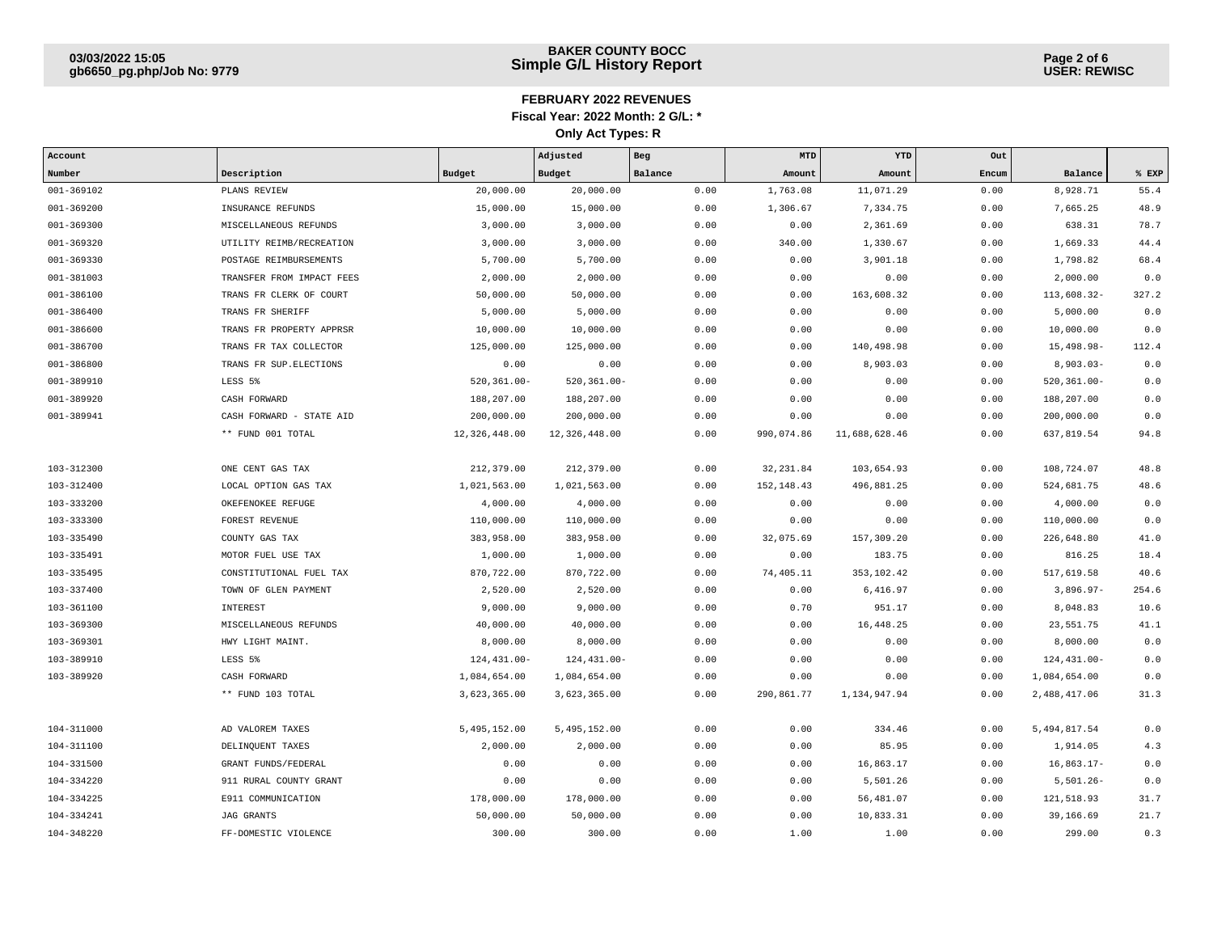## FEBRUARY 2022 REVENUES

**Fiscal Year: 2022 Month: 2 G/L: ***

**Only Act Types: R**

| Account Number | Description | Budget | Adjusted Budget | Beg Balance | MTD Amount | YTD Amount | Out Encum | Balance | % EXP |
|---|---|---|---|---|---|---|---|---|---|
| 001-369102 | PLANS REVIEW | 20,000.00 | 20,000.00 | 0.00 | 1,763.08 | 11,071.29 | 0.00 | 8,928.71 | 55.4 |
| 001-369200 | INSURANCE REFUNDS | 15,000.00 | 15,000.00 | 0.00 | 1,306.67 | 7,334.75 | 0.00 | 7,665.25 | 48.9 |
| 001-369300 | MISCELLANEOUS REFUNDS | 3,000.00 | 3,000.00 | 0.00 | 0.00 | 2,361.69 | 0.00 | 638.31 | 78.7 |
| 001-369320 | UTILITY REIMB/RECREATION | 3,000.00 | 3,000.00 | 0.00 | 340.00 | 1,330.67 | 0.00 | 1,669.33 | 44.4 |
| 001-369330 | POSTAGE REIMBURSEMENTS | 5,700.00 | 5,700.00 | 0.00 | 0.00 | 3,901.18 | 0.00 | 1,798.82 | 68.4 |
| 001-381003 | TRANSFER FROM IMPACT FEES | 2,000.00 | 2,000.00 | 0.00 | 0.00 | 0.00 | 0.00 | 2,000.00 | 0.0 |
| 001-386100 | TRANS FR CLERK OF COURT | 50,000.00 | 50,000.00 | 0.00 | 0.00 | 163,608.32 | 0.00 | 113,608.32- | 327.2 |
| 001-386400 | TRANS FR SHERIFF | 5,000.00 | 5,000.00 | 0.00 | 0.00 | 0.00 | 0.00 | 5,000.00 | 0.0 |
| 001-386600 | TRANS FR PROPERTY APPRSR | 10,000.00 | 10,000.00 | 0.00 | 0.00 | 0.00 | 0.00 | 10,000.00 | 0.0 |
| 001-386700 | TRANS FR TAX COLLECTOR | 125,000.00 | 125,000.00 | 0.00 | 0.00 | 140,498.98 | 0.00 | 15,498.98- | 112.4 |
| 001-386800 | TRANS FR SUP.ELECTIONS | 0.00 | 0.00 | 0.00 | 0.00 | 8,903.03 | 0.00 | 8,903.03- | 0.0 |
| 001-389910 | LESS 5% | 520,361.00- | 520,361.00- | 0.00 | 0.00 | 0.00 | 0.00 | 520,361.00- | 0.0 |
| 001-389920 | CASH FORWARD | 188,207.00 | 188,207.00 | 0.00 | 0.00 | 0.00 | 0.00 | 188,207.00 | 0.0 |
| 001-389941 | CASH FORWARD - STATE AID | 200,000.00 | 200,000.00 | 0.00 | 0.00 | 0.00 | 0.00 | 200,000.00 | 0.0 |
| | ** FUND 001 TOTAL | 12,326,448.00 | 12,326,448.00 | 0.00 | 990,074.86 | 11,688,628.46 | 0.00 | 637,819.54 | 94.8 |
| 103-312300 | ONE CENT GAS TAX | 212,379.00 | 212,379.00 | 0.00 | 32,231.84 | 103,654.93 | 0.00 | 108,724.07 | 48.8 |
| 103-312400 | LOCAL OPTION GAS TAX | 1,021,563.00 | 1,021,563.00 | 0.00 | 152,148.43 | 496,881.25 | 0.00 | 524,681.75 | 48.6 |
| 103-333200 | OKEFENOKEE REFUGE | 4,000.00 | 4,000.00 | 0.00 | 0.00 | 0.00 | 0.00 | 4,000.00 | 0.0 |
| 103-333300 | FOREST REVENUE | 110,000.00 | 110,000.00 | 0.00 | 0.00 | 0.00 | 0.00 | 110,000.00 | 0.0 |
| 103-335490 | COUNTY GAS TAX | 383,958.00 | 383,958.00 | 0.00 | 32,075.69 | 157,309.20 | 0.00 | 226,648.80 | 41.0 |
| 103-335491 | MOTOR FUEL USE TAX | 1,000.00 | 1,000.00 | 0.00 | 0.00 | 183.75 | 0.00 | 816.25 | 18.4 |
| 103-335495 | CONSTITUTIONAL FUEL TAX | 870,722.00 | 870,722.00 | 0.00 | 74,405.11 | 353,102.42 | 0.00 | 517,619.58 | 40.6 |
| 103-337400 | TOWN OF GLEN PAYMENT | 2,520.00 | 2,520.00 | 0.00 | 0.00 | 6,416.97 | 0.00 | 3,896.97- | 254.6 |
| 103-361100 | INTEREST | 9,000.00 | 9,000.00 | 0.00 | 0.70 | 951.17 | 0.00 | 8,048.83 | 10.6 |
| 103-369300 | MISCELLANEOUS REFUNDS | 40,000.00 | 40,000.00 | 0.00 | 0.00 | 16,448.25 | 0.00 | 23,551.75 | 41.1 |
| 103-369301 | HWY LIGHT MAINT. | 8,000.00 | 8,000.00 | 0.00 | 0.00 | 0.00 | 0.00 | 8,000.00 | 0.0 |
| 103-389910 | LESS 5% | 124,431.00- | 124,431.00- | 0.00 | 0.00 | 0.00 | 0.00 | 124,431.00- | 0.0 |
| 103-389920 | CASH FORWARD | 1,084,654.00 | 1,084,654.00 | 0.00 | 0.00 | 0.00 | 0.00 | 1,084,654.00 | 0.0 |
| | ** FUND 103 TOTAL | 3,623,365.00 | 3,623,365.00 | 0.00 | 290,861.77 | 1,134,947.94 | 0.00 | 2,488,417.06 | 31.3 |
| 104-311000 | AD VALOREM TAXES | 5,495,152.00 | 5,495,152.00 | 0.00 | 0.00 | 334.46 | 0.00 | 5,494,817.54 | 0.0 |
| 104-311100 | DELINQUENT TAXES | 2,000.00 | 2,000.00 | 0.00 | 0.00 | 85.95 | 0.00 | 1,914.05 | 4.3 |
| 104-331500 | GRANT FUNDS/FEDERAL | 0.00 | 0.00 | 0.00 | 0.00 | 16,863.17 | 0.00 | 16,863.17- | 0.0 |
| 104-334220 | 911 RURAL COUNTY GRANT | 0.00 | 0.00 | 0.00 | 0.00 | 5,501.26 | 0.00 | 5,501.26- | 0.0 |
| 104-334225 | E911 COMMUNICATION | 178,000.00 | 178,000.00 | 0.00 | 0.00 | 56,481.07 | 0.00 | 121,518.93 | 31.7 |
| 104-334241 | JAG GRANTS | 50,000.00 | 50,000.00 | 0.00 | 0.00 | 10,833.31 | 0.00 | 39,166.69 | 21.7 |
| 104-348220 | FF-DOMESTIC VIOLENCE | 300.00 | 300.00 | 0.00 | 1.00 | 1.00 | 0.00 | 299.00 | 0.3 |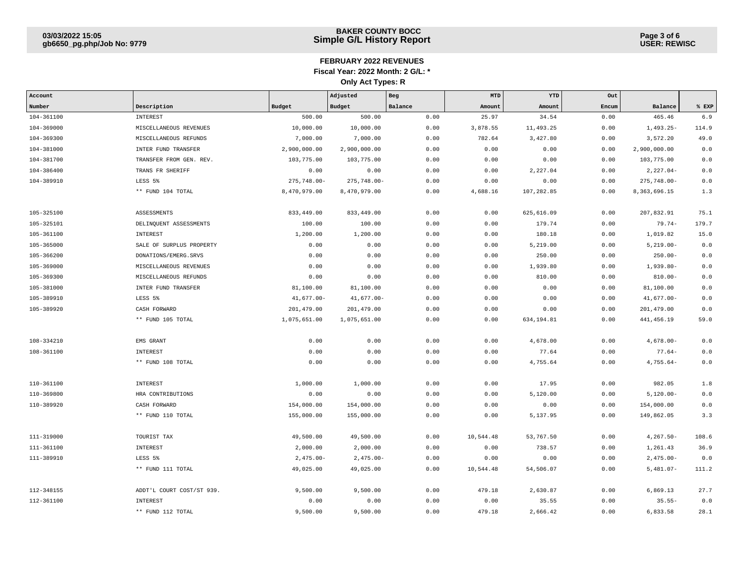## FEBRUARY 2022 REVENUES

**Fiscal Year: 2022 Month: 2 G/L: ***

**Only Act Types: R**

| Account Number | Description | Budget | Adjusted Budget | Beg Balance | MTD Amount | YTD Amount | Out Encum | Balance | % EXP |
|---|---|---|---|---|---|---|---|---|---|
| 104-361100 | INTEREST | 500.00 | 500.00 | 0.00 | 25.97 | 34.54 | 0.00 | 465.46 | 6.9 |
| 104-369000 | MISCELLANEOUS REVENUES | 10,000.00 | 10,000.00 | 0.00 | 3,878.55 | 11,493.25 | 0.00 | 1,493.25- | 114.9 |
| 104-369300 | MISCELLANEOUS REFUNDS | 7,000.00 | 7,000.00 | 0.00 | 782.64 | 3,427.80 | 0.00 | 3,572.20 | 49.0 |
| 104-381000 | INTER FUND TRANSFER | 2,900,000.00 | 2,900,000.00 | 0.00 | 0.00 | 0.00 | 0.00 | 2,900,000.00 | 0.0 |
| 104-381700 | TRANSFER FROM GEN. REV. | 103,775.00 | 103,775.00 | 0.00 | 0.00 | 0.00 | 0.00 | 103,775.00 | 0.0 |
| 104-386400 | TRANS FR SHERIFF | 0.00 | 0.00 | 0.00 | 0.00 | 2,227.04 | 0.00 | 2,227.04- | 0.0 |
| 104-389910 | LESS 5% | 275,748.00- | 275,748.00- | 0.00 | 0.00 | 0.00 | 0.00 | 275,748.00- | 0.0 |
| | ** FUND 104 TOTAL | 8,470,979.00 | 8,470,979.00 | 0.00 | 4,688.16 | 107,282.85 | 0.00 | 8,363,696.15 | 1.3 |
| | | | | | | | | | |
| 105-325100 | ASSESSMENTS | 833,449.00 | 833,449.00 | 0.00 | 0.00 | 625,616.09 | 0.00 | 207,832.91 | 75.1 |
| 105-325101 | DELINQUENT ASSESSMENTS | 100.00 | 100.00 | 0.00 | 0.00 | 179.74 | 0.00 | 79.74- | 179.7 |
| 105-361100 | INTEREST | 1,200.00 | 1,200.00 | 0.00 | 0.00 | 180.18 | 0.00 | 1,019.82 | 15.0 |
| 105-365000 | SALE OF SURPLUS PROPERTY | 0.00 | 0.00 | 0.00 | 0.00 | 5,219.00 | 0.00 | 5,219.00- | 0.0 |
| 105-366200 | DONATIONS/EMERG.SRVS | 0.00 | 0.00 | 0.00 | 0.00 | 250.00 | 0.00 | 250.00- | 0.0 |
| 105-369000 | MISCELLANEOUS REVENUES | 0.00 | 0.00 | 0.00 | 0.00 | 1,939.80 | 0.00 | 1,939.80- | 0.0 |
| 105-369300 | MISCELLANEOUS REFUNDS | 0.00 | 0.00 | 0.00 | 0.00 | 810.00 | 0.00 | 810.00- | 0.0 |
| 105-381000 | INTER FUND TRANSFER | 81,100.00 | 81,100.00 | 0.00 | 0.00 | 0.00 | 0.00 | 81,100.00 | 0.0 |
| 105-389910 | LESS 5% | 41,677.00- | 41,677.00- | 0.00 | 0.00 | 0.00 | 0.00 | 41,677.00- | 0.0 |
| 105-389920 | CASH FORWARD | 201,479.00 | 201,479.00 | 0.00 | 0.00 | 0.00 | 0.00 | 201,479.00 | 0.0 |
| | ** FUND 105 TOTAL | 1,075,651.00 | 1,075,651.00 | 0.00 | 0.00 | 634,194.81 | 0.00 | 441,456.19 | 59.0 |
| | | | | | | | | | |
| 108-334210 | EMS GRANT | 0.00 | 0.00 | 0.00 | 0.00 | 4,678.00 | 0.00 | 4,678.00- | 0.0 |
| 108-361100 | INTEREST | 0.00 | 0.00 | 0.00 | 0.00 | 77.64 | 0.00 | 77.64- | 0.0 |
| | ** FUND 108 TOTAL | 0.00 | 0.00 | 0.00 | 0.00 | 4,755.64 | 0.00 | 4,755.64- | 0.0 |
| | | | | | | | | | |
| 110-361100 | INTEREST | 1,000.00 | 1,000.00 | 0.00 | 0.00 | 17.95 | 0.00 | 982.05 | 1.8 |
| 110-369800 | HRA CONTRIBUTIONS | 0.00 | 0.00 | 0.00 | 0.00 | 5,120.00 | 0.00 | 5,120.00- | 0.0 |
| 110-389920 | CASH FORWARD | 154,000.00 | 154,000.00 | 0.00 | 0.00 | 0.00 | 0.00 | 154,000.00 | 0.0 |
| | ** FUND 110 TOTAL | 155,000.00 | 155,000.00 | 0.00 | 0.00 | 5,137.95 | 0.00 | 149,862.05 | 3.3 |
| | | | | | | | | | |
| 111-319000 | TOURIST TAX | 49,500.00 | 49,500.00 | 0.00 | 10,544.48 | 53,767.50 | 0.00 | 4,267.50- | 108.6 |
| 111-361100 | INTEREST | 2,000.00 | 2,000.00 | 0.00 | 0.00 | 738.57 | 0.00 | 1,261.43 | 36.9 |
| 111-389910 | LESS 5% | 2,475.00- | 2,475.00- | 0.00 | 0.00 | 0.00 | 0.00 | 2,475.00- | 0.0 |
| | ** FUND 111 TOTAL | 49,025.00 | 49,025.00 | 0.00 | 10,544.48 | 54,506.07 | 0.00 | 5,481.07- | 111.2 |
| | | | | | | | | | |
| 112-348155 | ADDT'L COURT COST/ST 939. | 9,500.00 | 9,500.00 | 0.00 | 479.18 | 2,630.87 | 0.00 | 6,869.13 | 27.7 |
| 112-361100 | INTEREST | 0.00 | 0.00 | 0.00 | 0.00 | 35.55 | 0.00 | 35.55- | 0.0 |
| | ** FUND 112 TOTAL | 9,500.00 | 9,500.00 | 0.00 | 479.18 | 2,666.42 | 0.00 | 6,833.58 | 28.1 |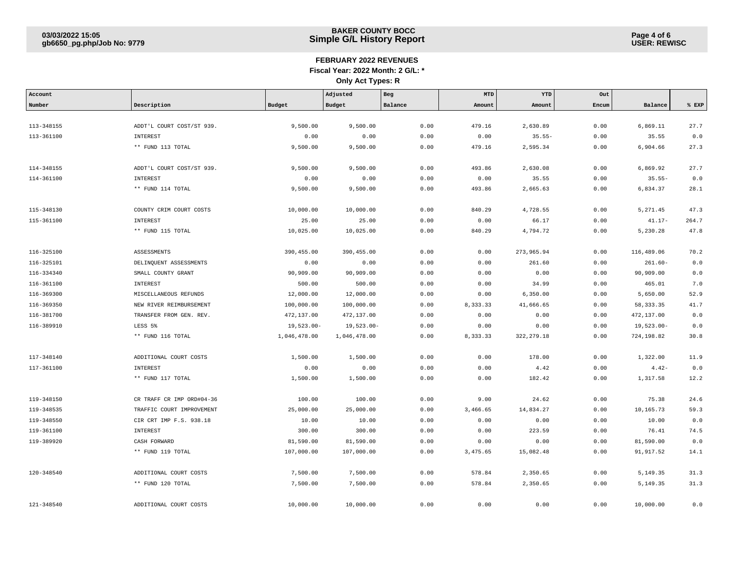**BAKER COUNTY BOCC**
**Simple G/L History Report**

03/03/2022 15:05
gb6650_pg.php/Job No: 9779

USER: REWISC

## FEBRUARY 2022 REVENUES

**Fiscal Year: 2022 Month: 2 G/L: ***

**Only Act Types: R**

| Account Number | Description | Budget | Adjusted Budget | Beg Balance | MTD Amount | YTD Amount | Out Encum | Balance | % EXP |
|---|---|---|---|---|---|---|---|---|---|
| 113-348155 | ADDT'L COURT COST/ST 939. | 9,500.00 | 9,500.00 | 0.00 | 479.16 | 2,630.89 | 0.00 | 6,869.11 | 27.7 |
| 113-361100 | INTEREST | 0.00 | 0.00 | 0.00 | 0.00 | 35.55- | 0.00 | 35.55 | 0.0 |
| | ** FUND 113 TOTAL | 9,500.00 | 9,500.00 | 0.00 | 479.16 | 2,595.34 | 0.00 | 6,904.66 | 27.3 |
| 114-348155 | ADDT'L COURT COST/ST 939. | 9,500.00 | 9,500.00 | 0.00 | 493.86 | 2,630.08 | 0.00 | 6,869.92 | 27.7 |
| 114-361100 | INTEREST | 0.00 | 0.00 | 0.00 | 0.00 | 35.55 | 0.00 | 35.55- | 0.0 |
| | ** FUND 114 TOTAL | 9,500.00 | 9,500.00 | 0.00 | 493.86 | 2,665.63 | 0.00 | 6,834.37 | 28.1 |
| 115-348130 | COUNTY CRIM COURT COSTS | 10,000.00 | 10,000.00 | 0.00 | 840.29 | 4,728.55 | 0.00 | 5,271.45 | 47.3 |
| 115-361100 | INTEREST | 25.00 | 25.00 | 0.00 | 0.00 | 66.17 | 0.00 | 41.17- | 264.7 |
| | ** FUND 115 TOTAL | 10,025.00 | 10,025.00 | 0.00 | 840.29 | 4,794.72 | 0.00 | 5,230.28 | 47.8 |
| 116-325100 | ASSESSMENTS | 390,455.00 | 390,455.00 | 0.00 | 0.00 | 273,965.94 | 0.00 | 116,489.06 | 70.2 |
| 116-325101 | DELINQUENT ASSESSMENTS | 0.00 | 0.00 | 0.00 | 0.00 | 261.60 | 0.00 | 261.60- | 0.0 |
| 116-334340 | SMALL COUNTY GRANT | 90,909.00 | 90,909.00 | 0.00 | 0.00 | 0.00 | 0.00 | 90,909.00 | 0.0 |
| 116-361100 | INTEREST | 500.00 | 500.00 | 0.00 | 0.00 | 34.99 | 0.00 | 465.01 | 7.0 |
| 116-369300 | MISCELLANEOUS REFUNDS | 12,000.00 | 12,000.00 | 0.00 | 0.00 | 6,350.00 | 0.00 | 5,650.00 | 52.9 |
| 116-369350 | NEW RIVER REIMBURSEMENT | 100,000.00 | 100,000.00 | 0.00 | 8,333.33 | 41,666.65 | 0.00 | 58,333.35 | 41.7 |
| 116-381700 | TRANSFER FROM GEN. REV. | 472,137.00 | 472,137.00 | 0.00 | 0.00 | 0.00 | 0.00 | 472,137.00 | 0.0 |
| 116-389910 | LESS 5% | 19,523.00- | 19,523.00- | 0.00 | 0.00 | 0.00 | 0.00 | 19,523.00- | 0.0 |
| | ** FUND 116 TOTAL | 1,046,478.00 | 1,046,478.00 | 0.00 | 8,333.33 | 322,279.18 | 0.00 | 724,198.82 | 30.8 |
| 117-348140 | ADDITIONAL COURT COSTS | 1,500.00 | 1,500.00 | 0.00 | 0.00 | 178.00 | 0.00 | 1,322.00 | 11.9 |
| 117-361100 | INTEREST | 0.00 | 0.00 | 0.00 | 0.00 | 4.42 | 0.00 | 4.42- | 0.0 |
| | ** FUND 117 TOTAL | 1,500.00 | 1,500.00 | 0.00 | 0.00 | 182.42 | 0.00 | 1,317.58 | 12.2 |
| 119-348150 | CR TRAFF CR IMP ORD#04-36 | 100.00 | 100.00 | 0.00 | 9.00 | 24.62 | 0.00 | 75.38 | 24.6 |
| 119-348535 | TRAFFIC COURT IMPROVEMENT | 25,000.00 | 25,000.00 | 0.00 | 3,466.65 | 14,834.27 | 0.00 | 10,165.73 | 59.3 |
| 119-348550 | CIR CRT IMP F.S. 938.18 | 10.00 | 10.00 | 0.00 | 0.00 | 0.00 | 0.00 | 10.00 | 0.0 |
| 119-361100 | INTEREST | 300.00 | 300.00 | 0.00 | 0.00 | 223.59 | 0.00 | 76.41 | 74.5 |
| 119-389920 | CASH FORWARD | 81,590.00 | 81,590.00 | 0.00 | 0.00 | 0.00 | 0.00 | 81,590.00 | 0.0 |
| | ** FUND 119 TOTAL | 107,000.00 | 107,000.00 | 0.00 | 3,475.65 | 15,082.48 | 0.00 | 91,917.52 | 14.1 |
| 120-348540 | ADDITIONAL COURT COSTS | 7,500.00 | 7,500.00 | 0.00 | 578.84 | 2,350.65 | 0.00 | 5,149.35 | 31.3 |
| | ** FUND 120 TOTAL | 7,500.00 | 7,500.00 | 0.00 | 578.84 | 2,350.65 | 0.00 | 5,149.35 | 31.3 |
| 121-348540 | ADDITIONAL COURT COSTS | 10,000.00 | 10,000.00 | 0.00 | 0.00 | 0.00 | 0.00 | 10,000.00 | 0.0 |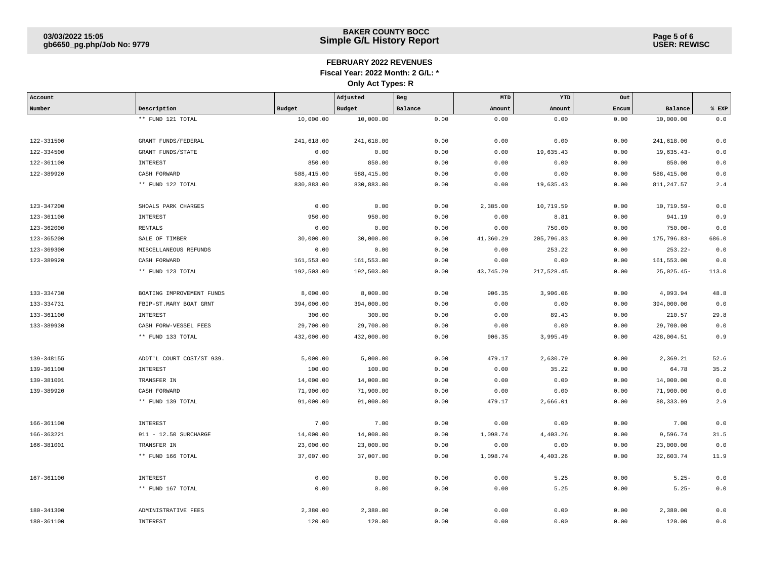## FEBRUARY 2022 REVENUES

**Fiscal Year: 2022 Month: 2 G/L: ***

**Only Act Types: R**

| Account Number | Description | Budget | Adjusted Budget | Beg Balance | MTD Amount | YTD Amount | Out Encum | Balance | % EXP |
|---|---|---|---|---|---|---|---|---|---|
| | ** FUND 121 TOTAL | 10,000.00 | 10,000.00 | 0.00 | 0.00 | 0.00 | 0.00 | 10,000.00 | 0.0 |
| 122-331500 | GRANT FUNDS/FEDERAL | 241,618.00 | 241,618.00 | 0.00 | 0.00 | 0.00 | 0.00 | 241,618.00 | 0.0 |
| 122-334500 | GRANT FUNDS/STATE | 0.00 | 0.00 | 0.00 | 0.00 | 19,635.43 | 0.00 | 19,635.43- | 0.0 |
| 122-361100 | INTEREST | 850.00 | 850.00 | 0.00 | 0.00 | 0.00 | 0.00 | 850.00 | 0.0 |
| 122-389920 | CASH FORWARD | 588,415.00 | 588,415.00 | 0.00 | 0.00 | 0.00 | 0.00 | 588,415.00 | 0.0 |
| | ** FUND 122 TOTAL | 830,883.00 | 830,883.00 | 0.00 | 0.00 | 19,635.43 | 0.00 | 811,247.57 | 2.4 |
| 123-347200 | SHOALS PARK CHARGES | 0.00 | 0.00 | 0.00 | 2,385.00 | 10,719.59 | 0.00 | 10,719.59- | 0.0 |
| 123-361100 | INTEREST | 950.00 | 950.00 | 0.00 | 0.00 | 8.81 | 0.00 | 941.19 | 0.9 |
| 123-362000 | RENTALS | 0.00 | 0.00 | 0.00 | 0.00 | 750.00 | 0.00 | 750.00- | 0.0 |
| 123-365200 | SALE OF TIMBER | 30,000.00 | 30,000.00 | 0.00 | 41,360.29 | 205,796.83 | 0.00 | 175,796.83- | 686.0 |
| 123-369300 | MISCELLANEOUS REFUNDS | 0.00 | 0.00 | 0.00 | 0.00 | 253.22 | 0.00 | 253.22- | 0.0 |
| 123-389920 | CASH FORWARD | 161,553.00 | 161,553.00 | 0.00 | 0.00 | 0.00 | 0.00 | 161,553.00 | 0.0 |
| | ** FUND 123 TOTAL | 192,503.00 | 192,503.00 | 0.00 | 43,745.29 | 217,528.45 | 0.00 | 25,025.45- | 113.0 |
| 133-334730 | BOATING IMPROVEMENT FUNDS | 8,000.00 | 8,000.00 | 0.00 | 906.35 | 3,906.06 | 0.00 | 4,093.94 | 48.8 |
| 133-334731 | FBIP-ST.MARY BOAT GRNT | 394,000.00 | 394,000.00 | 0.00 | 0.00 | 0.00 | 0.00 | 394,000.00 | 0.0 |
| 133-361100 | INTEREST | 300.00 | 300.00 | 0.00 | 0.00 | 89.43 | 0.00 | 210.57 | 29.8 |
| 133-389930 | CASH FORW-VESSEL FEES | 29,700.00 | 29,700.00 | 0.00 | 0.00 | 0.00 | 0.00 | 29,700.00 | 0.0 |
| | ** FUND 133 TOTAL | 432,000.00 | 432,000.00 | 0.00 | 906.35 | 3,995.49 | 0.00 | 428,004.51 | 0.9 |
| 139-348155 | ADDT'L COURT COST/ST 939. | 5,000.00 | 5,000.00 | 0.00 | 479.17 | 2,630.79 | 0.00 | 2,369.21 | 52.6 |
| 139-361100 | INTEREST | 100.00 | 100.00 | 0.00 | 0.00 | 35.22 | 0.00 | 64.78 | 35.2 |
| 139-381001 | TRANSFER IN | 14,000.00 | 14,000.00 | 0.00 | 0.00 | 0.00 | 0.00 | 14,000.00 | 0.0 |
| 139-389920 | CASH FORWARD | 71,900.00 | 71,900.00 | 0.00 | 0.00 | 0.00 | 0.00 | 71,900.00 | 0.0 |
| | ** FUND 139 TOTAL | 91,000.00 | 91,000.00 | 0.00 | 479.17 | 2,666.01 | 0.00 | 88,333.99 | 2.9 |
| 166-361100 | INTEREST | 7.00 | 7.00 | 0.00 | 0.00 | 0.00 | 0.00 | 7.00 | 0.0 |
| 166-363221 | 911 - 12.50 SURCHARGE | 14,000.00 | 14,000.00 | 0.00 | 1,098.74 | 4,403.26 | 0.00 | 9,596.74 | 31.5 |
| 166-381001 | TRANSFER IN | 23,000.00 | 23,000.00 | 0.00 | 0.00 | 0.00 | 0.00 | 23,000.00 | 0.0 |
| | ** FUND 166 TOTAL | 37,007.00 | 37,007.00 | 0.00 | 1,098.74 | 4,403.26 | 0.00 | 32,603.74 | 11.9 |
| 167-361100 | INTEREST | 0.00 | 0.00 | 0.00 | 0.00 | 5.25 | 0.00 | 5.25- | 0.0 |
| | ** FUND 167 TOTAL | 0.00 | 0.00 | 0.00 | 0.00 | 5.25 | 0.00 | 5.25- | 0.0 |
| 180-341300 | ADMINISTRATIVE FEES | 2,380.00 | 2,380.00 | 0.00 | 0.00 | 0.00 | 0.00 | 2,380.00 | 0.0 |
| 180-361100 | INTEREST | 120.00 | 120.00 | 0.00 | 0.00 | 0.00 | 0.00 | 120.00 | 0.0 |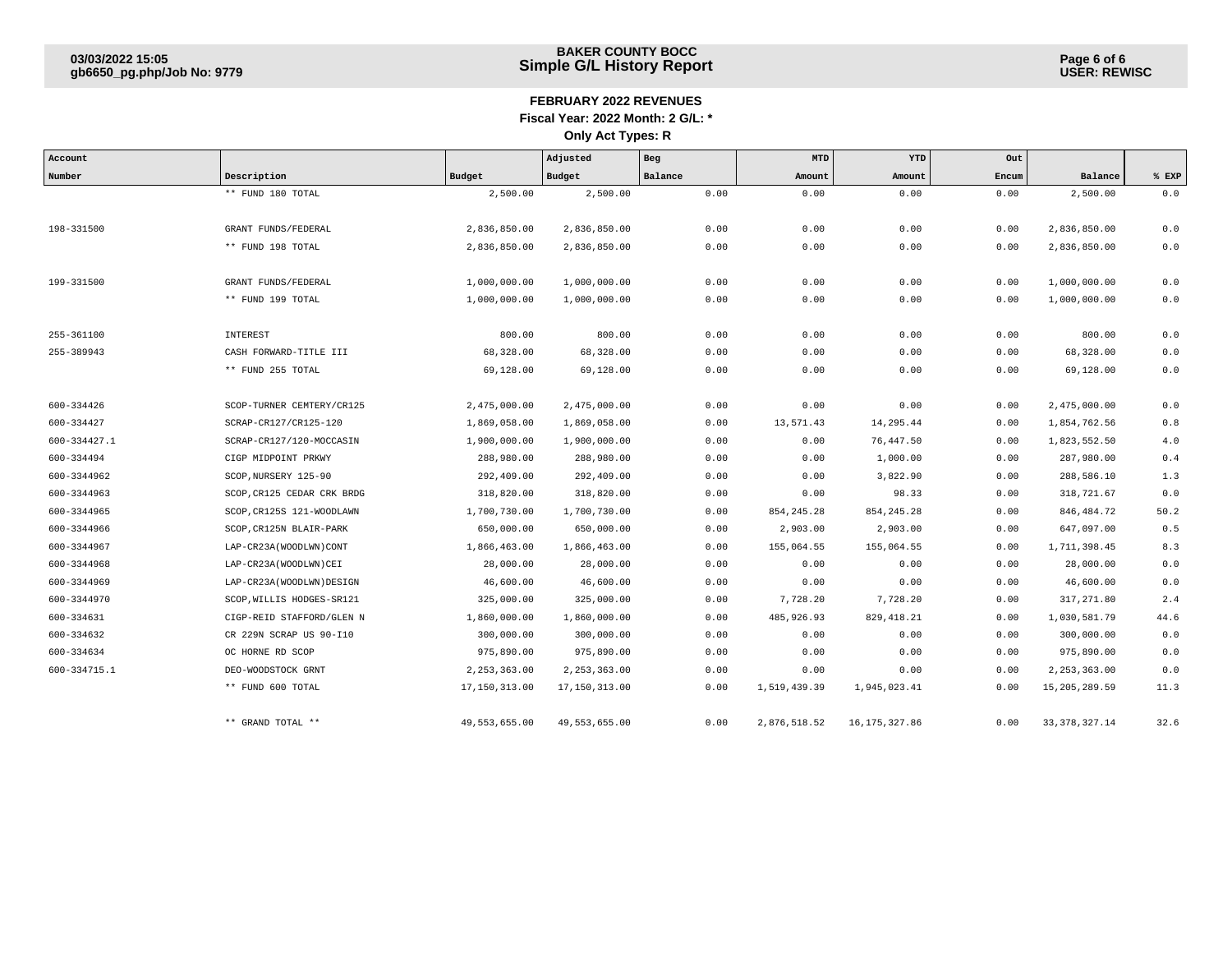**BAKER COUNTY BOCC**
**Simple G/L History Report**

03/03/2022 15:05
gb6650_pg.php/Job No: 9779

USER: REWISC

## FEBRUARY 2022 REVENUES

**Fiscal Year: 2022 Month: 2 G/L: ***

**Only Act Types: R**

| Account Number | Description | Budget | Adjusted Budget | Beg Balance | MTD Amount | YTD Amount | Out Encum | Balance | % EXP |
|---|---|---|---|---|---|---|---|---|---|
| | ** FUND 180 TOTAL | 2,500.00 | 2,500.00 | 0.00 | 0.00 | 0.00 | 0.00 | 2,500.00 | 0.0 |
| 198-331500 | GRANT FUNDS/FEDERAL | 2,836,850.00 | 2,836,850.00 | 0.00 | 0.00 | 0.00 | 0.00 | 2,836,850.00 | 0.0 |
| | ** FUND 198 TOTAL | 2,836,850.00 | 2,836,850.00 | 0.00 | 0.00 | 0.00 | 0.00 | 2,836,850.00 | 0.0 |
| 199-331500 | GRANT FUNDS/FEDERAL | 1,000,000.00 | 1,000,000.00 | 0.00 | 0.00 | 0.00 | 0.00 | 1,000,000.00 | 0.0 |
| | ** FUND 199 TOTAL | 1,000,000.00 | 1,000,000.00 | 0.00 | 0.00 | 0.00 | 0.00 | 1,000,000.00 | 0.0 |
| 255-361100 | INTEREST | 800.00 | 800.00 | 0.00 | 0.00 | 0.00 | 0.00 | 800.00 | 0.0 |
| 255-389943 | CASH FORWARD-TITLE III | 68,328.00 | 68,328.00 | 0.00 | 0.00 | 0.00 | 0.00 | 68,328.00 | 0.0 |
| | ** FUND 255 TOTAL | 69,128.00 | 69,128.00 | 0.00 | 0.00 | 0.00 | 0.00 | 69,128.00 | 0.0 |
| 600-334426 | SCOP-TURNER CEMTERY/CR125 | 2,475,000.00 | 2,475,000.00 | 0.00 | 0.00 | 0.00 | 0.00 | 2,475,000.00 | 0.0 |
| 600-334427 | SCRAP-CR127/CR125-120 | 1,869,058.00 | 1,869,058.00 | 0.00 | 13,571.43 | 14,295.44 | 0.00 | 1,854,762.56 | 0.8 |
| 600-334427.1 | SCRAP-CR127/120-MOCCASIN | 1,900,000.00 | 1,900,000.00 | 0.00 | 0.00 | 76,447.50 | 0.00 | 1,823,552.50 | 4.0 |
| 600-334494 | CIGP MIDPOINT PRKWY | 288,980.00 | 288,980.00 | 0.00 | 0.00 | 1,000.00 | 0.00 | 287,980.00 | 0.4 |
| 600-3344962 | SCOP,NURSERY 125-90 | 292,409.00 | 292,409.00 | 0.00 | 0.00 | 3,822.90 | 0.00 | 288,586.10 | 1.3 |
| 600-3344963 | SCOP,CR125 CEDAR CRK BRDG | 318,820.00 | 318,820.00 | 0.00 | 0.00 | 98.33 | 0.00 | 318,721.67 | 0.0 |
| 600-3344965 | SCOP,CR125S 121-WOODLAWN | 1,700,730.00 | 1,700,730.00 | 0.00 | 854,245.28 | 854,245.28 | 0.00 | 846,484.72 | 50.2 |
| 600-3344966 | SCOP,CR125N BLAIR-PARK | 650,000.00 | 650,000.00 | 0.00 | 2,903.00 | 2,903.00 | 0.00 | 647,097.00 | 0.5 |
| 600-3344967 | LAP-CR23A(WOODLWN)CONT | 1,866,463.00 | 1,866,463.00 | 0.00 | 155,064.55 | 155,064.55 | 0.00 | 1,711,398.45 | 8.3 |
| 600-3344968 | LAP-CR23A(WOODLWN)CEI | 28,000.00 | 28,000.00 | 0.00 | 0.00 | 0.00 | 0.00 | 28,000.00 | 0.0 |
| 600-3344969 | LAP-CR23A(WOODLWN)DESIGN | 46,600.00 | 46,600.00 | 0.00 | 0.00 | 0.00 | 0.00 | 46,600.00 | 0.0 |
| 600-3344970 | SCOP,WILLIS HODGES-SR121 | 325,000.00 | 325,000.00 | 0.00 | 7,728.20 | 7,728.20 | 0.00 | 317,271.80 | 2.4 |
| 600-334631 | CIGP-REID STAFFORD/GLEN N | 1,860,000.00 | 1,860,000.00 | 0.00 | 485,926.93 | 829,418.21 | 0.00 | 1,030,581.79 | 44.6 |
| 600-334632 | CR 229N SCRAP US 90-I10 | 300,000.00 | 300,000.00 | 0.00 | 0.00 | 0.00 | 0.00 | 300,000.00 | 0.0 |
| 600-334634 | OC HORNE RD SCOP | 975,890.00 | 975,890.00 | 0.00 | 0.00 | 0.00 | 0.00 | 975,890.00 | 0.0 |
| 600-334715.1 | DEO-WOODSTOCK GRNT | 2,253,363.00 | 2,253,363.00 | 0.00 | 0.00 | 0.00 | 0.00 | 2,253,363.00 | 0.0 |
| | ** FUND 600 TOTAL | 17,150,313.00 | 17,150,313.00 | 0.00 | 1,519,439.39 | 1,945,023.41 | 0.00 | 15,205,289.59 | 11.3 |
| | ** GRAND TOTAL ** | 49,553,655.00 | 49,553,655.00 | 0.00 | 2,876,518.52 | 16,175,327.86 | 0.00 | 33,378,327.14 | 32.6 |